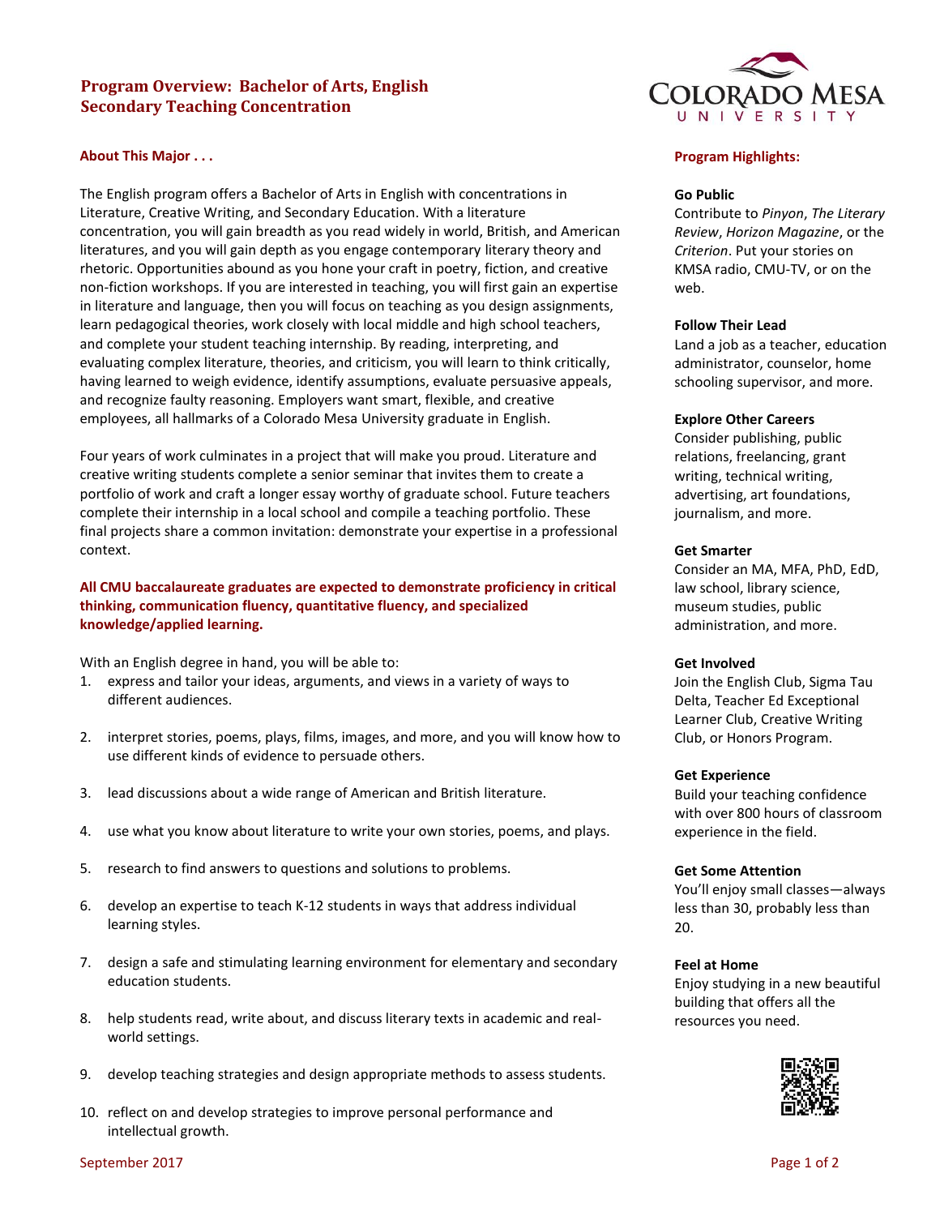# Program Overview: Bachelor of Arts, English
## Secondary Teaching Concentration

### About This Major . . .

The English program offers a Bachelor of Arts in English with concentrations in Literature, Creative Writing, and Secondary Education. With a literature concentration, you will gain breadth as you read widely in world, British, and American literatures, and you will gain depth as you engage contemporary literary theory and rhetoric. Opportunities abound as you hone your craft in poetry, fiction, and creative non-fiction workshops. If you are interested in teaching, you will first gain an expertise in literature and language, then you will focus on teaching as you design assignments, learn pedagogical theories, work closely with local middle and high school teachers, and complete your student teaching internship. By reading, interpreting, and evaluating complex literature, theories, and criticism, you will learn to think critically, having learned to weigh evidence, identify assumptions, evaluate persuasive appeals, and recognize faulty reasoning. Employers want smart, flexible, and creative employees, all hallmarks of a Colorado Mesa University graduate in English.

Four years of work culminates in a project that will make you proud. Literature and creative writing students complete a senior seminar that invites them to create a portfolio of work and craft a longer essay worthy of graduate school. Future teachers complete their internship in a local school and compile a teaching portfolio. These final projects share a common invitation: demonstrate your expertise in a professional context.

**All CMU baccalaureate graduates are expected to demonstrate proficiency in critical thinking, communication fluency, quantitative fluency, and specialized knowledge/applied learning.**

With an English degree in hand, you will be able to:

1. express and tailor your ideas, arguments, and views in a variety of ways to different audiences.
2. interpret stories, poems, plays, films, images, and more, and you will know how to use different kinds of evidence to persuade others.
3. lead discussions about a wide range of American and British literature.
4. use what you know about literature to write your own stories, poems, and plays.
5. research to find answers to questions and solutions to problems.
6. develop an expertise to teach K-12 students in ways that address individual learning styles.
7. design a safe and stimulating learning environment for elementary and secondary education students.
8. help students read, write about, and discuss literary texts in academic and real-world settings.
9. develop teaching strategies and design appropriate methods to assess students.
10. reflect on and develop strategies to improve personal performance and intellectual growth.

### Program Highlights:

**Go Public**
Contribute to *Pinyon*, *The Literary Review*, *Horizon Magazine*, or the *Criterion*. Put your stories on KMSA radio, CMU-TV, or on the web.

**Follow Their Lead**
Land a job as a teacher, education administrator, counselor, home schooling supervisor, and more.

**Explore Other Careers**
Consider publishing, public relations, freelancing, grant writing, technical writing, advertising, art foundations, journalism, and more.

**Get Smarter**
Consider an MA, MFA, PhD, EdD, law school, library science, museum studies, public administration, and more.

**Get Involved**
Join the English Club, Sigma Tau Delta, Teacher Ed Exceptional Learner Club, Creative Writing Club, or Honors Program.

**Get Experience**
Build your teaching confidence with over 800 hours of classroom experience in the field.

**Get Some Attention**
You'll enjoy small classes—always less than 30, probably less than 20.

**Feel at Home**
Enjoy studying in a new beautiful building that offers all the resources you need.

September 2017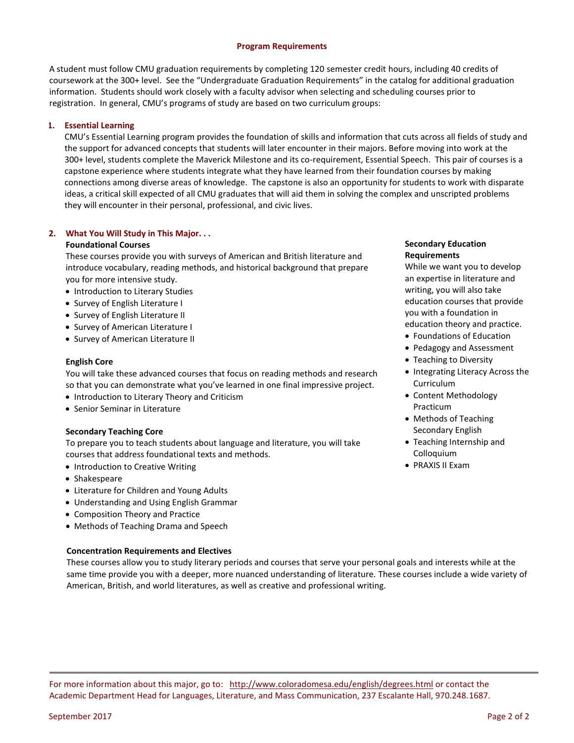## Program Requirements

A student must follow CMU graduation requirements by completing 120 semester credit hours, including 40 credits of coursework at the 300+ level. See the "Undergraduate Graduation Requirements" in the catalog for additional graduation information. Students should work closely with a faculty advisor when selecting and scheduling courses prior to registration. In general, CMU's programs of study are based on two curriculum groups:

### 1. Essential Learning

CMU's Essential Learning program provides the foundation of skills and information that cuts across all fields of study and the support for advanced concepts that students will later encounter in their majors. Before moving into work at the 300+ level, students complete the Maverick Milestone and its co-requirement, Essential Speech. This pair of courses is a capstone experience where students integrate what they have learned from their foundation courses by making connections among diverse areas of knowledge. The capstone is also an opportunity for students to work with disparate ideas, a critical skill expected of all CMU graduates that will aid them in solving the complex and unscripted problems they will encounter in their personal, professional, and civic lives.

### 2. What You Will Study in This Major. . .

**Foundational Courses**

These courses provide you with surveys of American and British literature and introduce vocabulary, reading methods, and historical background that prepare you for more intensive study.

- Introduction to Literary Studies
- Survey of English Literature I
- Survey of English Literature II
- Survey of American Literature I
- Survey of American Literature II

**English Core**

You will take these advanced courses that focus on reading methods and research so that you can demonstrate what you've learned in one final impressive project.

- Introduction to Literary Theory and Criticism
- Senior Seminar in Literature

**Secondary Teaching Core**

To prepare you to teach students about language and literature, you will take courses that address foundational texts and methods.

- Introduction to Creative Writing
- Shakespeare
- Literature for Children and Young Adults
- Understanding and Using English Grammar
- Composition Theory and Practice
- Methods of Teaching Drama and Speech

**Secondary Education Requirements**

While we want you to develop an expertise in literature and writing, you will also take education courses that provide you with a foundation in education theory and practice.

- Foundations of Education
- Pedagogy and Assessment
- Teaching to Diversity
- Integrating Literacy Across the Curriculum
- Content Methodology Practicum
- Methods of Teaching Secondary English
- Teaching Internship and Colloquium
- PRAXIS II Exam

**Concentration Requirements and Electives**

These courses allow you to study literary periods and courses that serve your personal goals and interests while at the same time provide you with a deeper, more nuanced understanding of literature. These courses include a wide variety of American, British, and world literatures, as well as creative and professional writing.

---

For more information about this major, go to: http://www.coloradomesa.edu/english/degrees.html or contact the Academic Department Head for Languages, Literature, and Mass Communication, 237 Escalante Hall, 970.248.1687.

September 2017